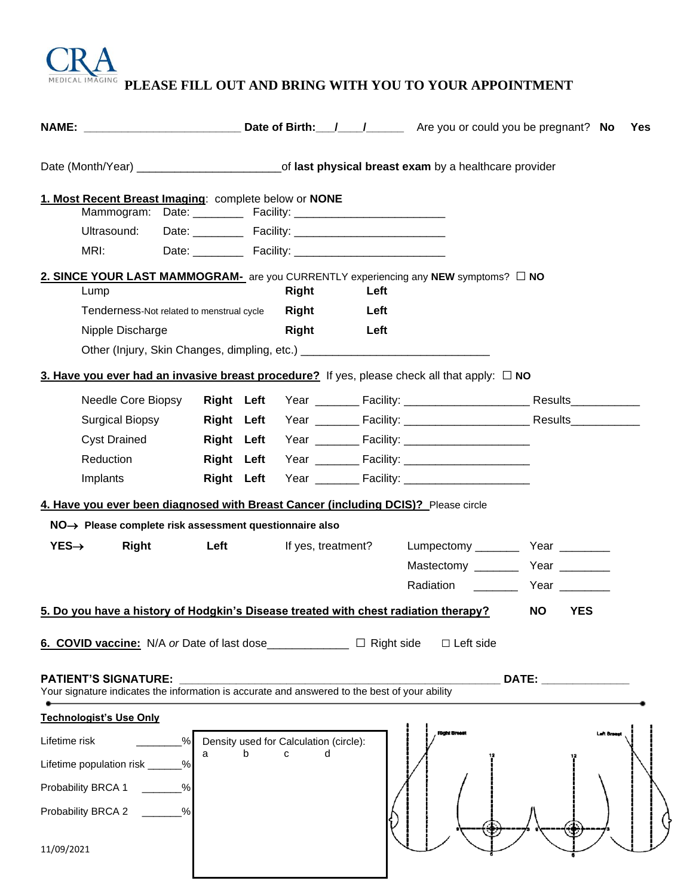CRA MEDICAL IMAGING

# PLEASE FILL OUT AND BRING WITH YOU TO YOUR APPOINTMENT

**NAME:** ________________________ **Date of Birth:**___/____/______ Are you or could you be pregnant? **No** **Yes**

Date (Month/Year) ______________________ of **last physical breast exam** by a healthcare provider

**1. Most Recent Breast Imaging**: complete below or **NONE**

Mammogram: Date: ________ Facility: ________________________

Ultrasound: Date: ________ Facility: ________________________

MRI: Date: ________ Facility: ________________________

**2. SINCE YOUR LAST MAMMOGRAM-** are you CURRENTLY experiencing any **NEW** symptoms? ☐ **NO**

| | | |
|---|---|---|
| Lump | **Right** | **Left** |
| Tenderness-Not related to menstrual cycle | **Right** | **Left** |
| Nipple Discharge | **Right** | **Left** |

Other (Injury, Skin Changes, dimpling, etc.) ______________________________

**3. Have you ever had an invasive breast procedure?** If yes, please check all that apply: ☐ **NO**

| | | | | | |
|---|---|---|---|---|---|
| Needle Core Biopsy | **Right** | **Left** | Year _______ | Facility: ____________________ | Results___________ |
| Surgical Biopsy | **Right** | **Left** | Year _______ | Facility: ____________________ | Results___________ |
| Cyst Drained | **Right** | **Left** | Year _______ | Facility: ____________________ | |
| Reduction | **Right** | **Left** | Year _______ | Facility: ____________________ | |
| Implants | **Right** | **Left** | Year _______ | Facility: ____________________ | |

**4. Have you ever been diagnosed with Breast Cancer (including DCIS)?** Please circle

**NO→ Please complete risk assessment questionnaire also**

**YES→** **Right** **Left** If yes, treatment?

Lumpectomy _______ Year ________

Mastectomy _______ Year ________

Radiation _______ Year ________

**5. Do you have a history of Hodgkin's Disease treated with chest radiation therapy?** **NO** **YES**

**6. COVID vaccine:** N/A *or* Date of last dose_____________ ☐ Right side ☐ Left side

**PATIENT'S SIGNATURE:** ______________________________________________________ **DATE:** ______________

Your signature indicates the information is accurate and answered to the best of your ability

**Technologist's Use Only**

Lifetime risk ________%

Lifetime population risk ______%

Probability BRCA 1 _______%

Probability BRCA 2 _______%

Density used for Calculation (circle):
a b c d

Right Breast 12 9 3 6 — Left Breast 12 9 3 6

11/09/2021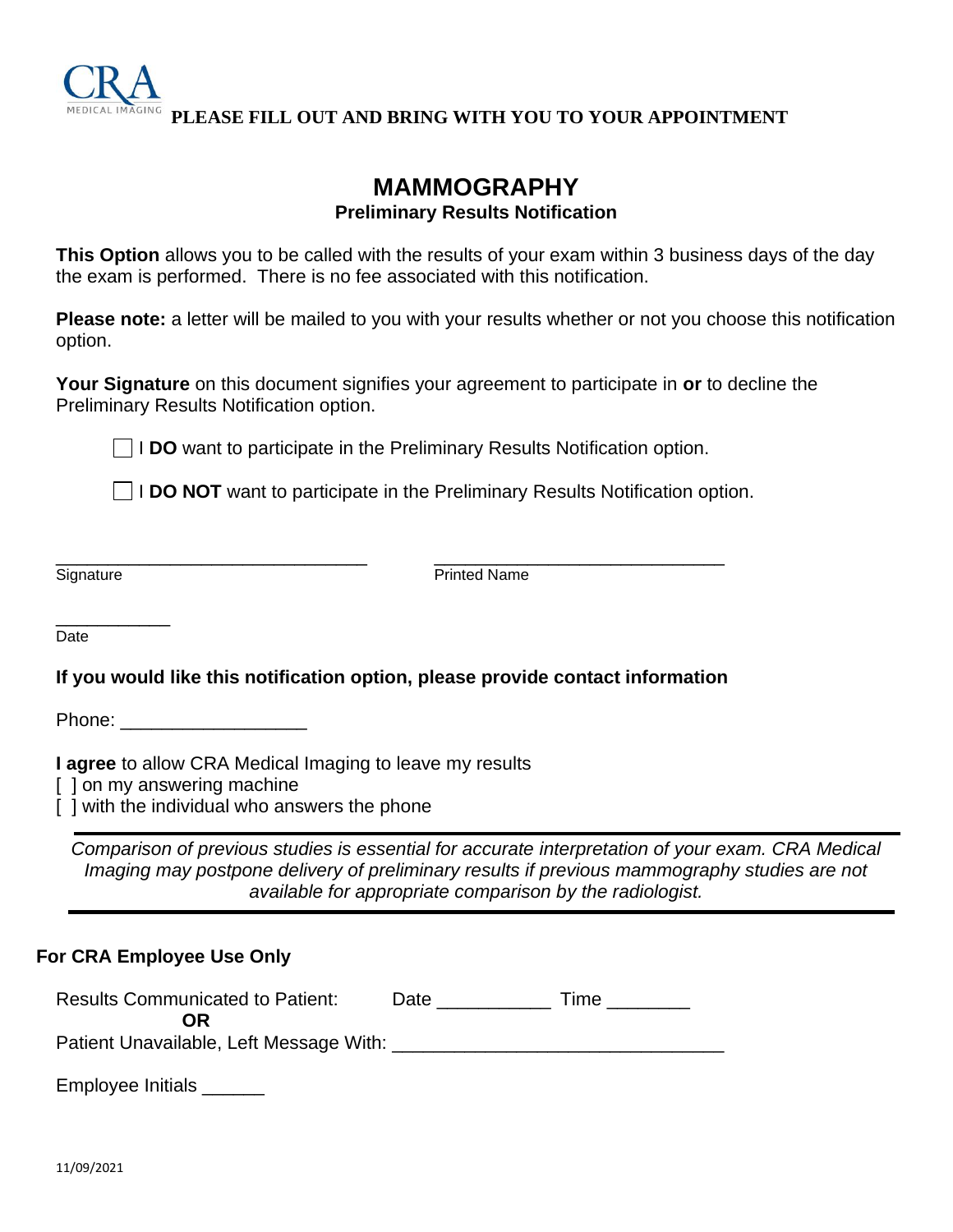CRA
MEDICAL IMAGING

**PLEASE FILL OUT AND BRING WITH YOU TO YOUR APPOINTMENT**

# MAMMOGRAPHY

### Preliminary Results Notification

**This Option** allows you to be called with the results of your exam within 3 business days of the day the exam is performed. There is no fee associated with this notification.

**Please note:** a letter will be mailed to you with your results whether or not you choose this notification option.

**Your Signature** on this document signifies your agreement to participate in **or** to decline the Preliminary Results Notification option.

☐ I **DO** want to participate in the Preliminary Results Notification option.

☐ I **DO NOT** want to participate in the Preliminary Results Notification option.

________________________________ ________________________________
Signature Printed Name

____________
Date

**If you would like this notification option, please provide contact information**

Phone: __________________

**I agree** to allow CRA Medical Imaging to leave my results
[ ] on my answering machine
[ ] with the individual who answers the phone

*Comparison of previous studies is essential for accurate interpretation of your exam. CRA Medical Imaging may postpone delivery of preliminary results if previous mammography studies are not available for appropriate comparison by the radiologist.*

**For CRA Employee Use Only**

Results Communicated to Patient: Date ___________ Time ________
**OR**
Patient Unavailable, Left Message With: ________________________________

Employee Initials ______

11/09/2021